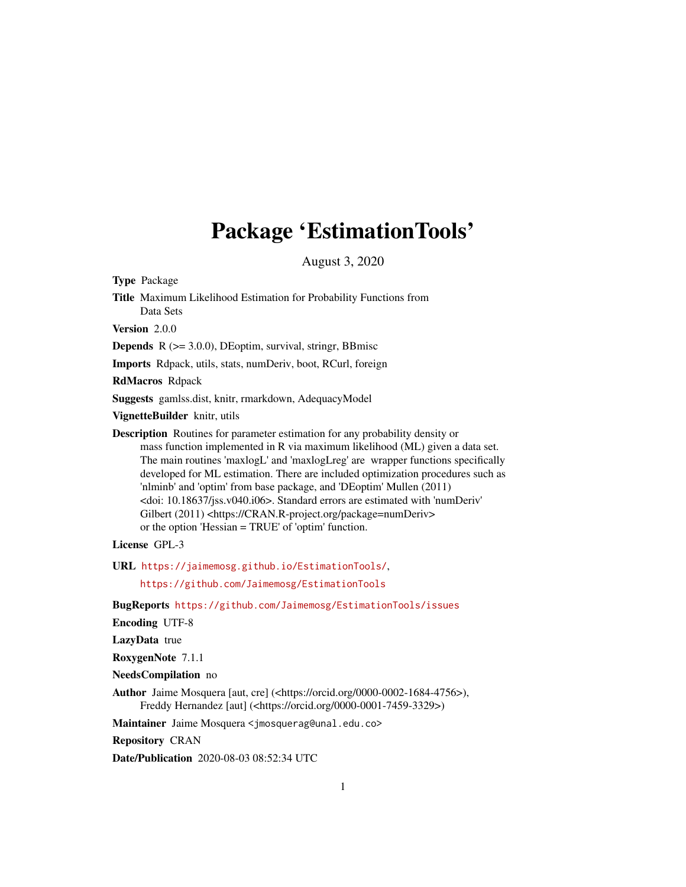# Package 'EstimationTools'

August 3, 2020

**Type** Package

**Title** Maximum Likelihood Estimation for Probability Functions from Data Sets

**Version** 2.0.0

**Depends** R (>= 3.0.0), DEoptim, survival, stringr, BBmisc

**Imports** Rdpack, utils, stats, numDeriv, boot, RCurl, foreign

**RdMacros** Rdpack

**Suggests** gamlss.dist, knitr, rmarkdown, AdequacyModel

**VignetteBuilder** knitr, utils

**Description** Routines for parameter estimation for any probability density or mass function implemented in R via maximum likelihood (ML) given a data set. The main routines 'maxlogL' and 'maxlogLreg' are wrapper functions specifically developed for ML estimation. There are included optimization procedures such as 'nlminb' and 'optim' from base package, and 'DEoptim' Mullen (2011) <doi: 10.18637/jss.v040.i06>. Standard errors are estimated with 'numDeriv' Gilbert (2011) <https://CRAN.R-project.org/package=numDeriv> or the option 'Hessian = TRUE' of 'optim' function.

**License** GPL-3

**URL** https://jaimemosg.github.io/EstimationTools/,
https://github.com/Jaimemosg/EstimationTools

**BugReports** https://github.com/Jaimemosg/EstimationTools/issues

**Encoding** UTF-8

**LazyData** true

**RoxygenNote** 7.1.1

**NeedsCompilation** no

**Author** Jaime Mosquera [aut, cre] (<https://orcid.org/0000-0002-1684-4756>), Freddy Hernandez [aut] (<https://orcid.org/0000-0001-7459-3329>)

**Maintainer** Jaime Mosquera <jmosquerag@unal.edu.co>

**Repository** CRAN

**Date/Publication** 2020-08-03 08:52:34 UTC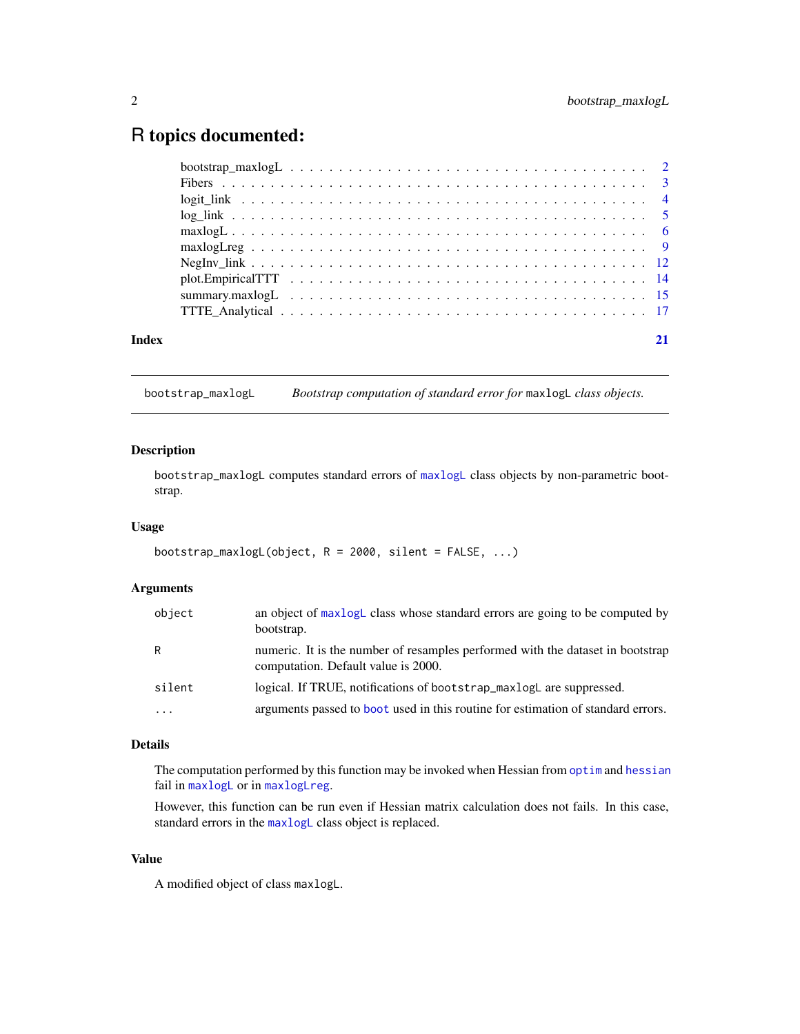# R topics documented:

| | |
|---|---|
| bootstrap_maxlogL | 2 |
| Fibers | 3 |
| logit_link | 4 |
| log_link | 5 |
| maxlogL | 6 |
| maxlogLreg | 9 |
| NegInv_link | 12 |
| plot.EmpiricalTTT | 14 |
| summary.maxlogL | 15 |
| TTTE_Analytical | 17 |
| **Index** | **21** |

---

`bootstrap_maxlogL` *Bootstrap computation of standard error for* `maxlogL` *class objects.*

---

## Description

`bootstrap_maxlogL` computes standard errors of `maxlogL` class objects by non-parametric bootstrap.

## Usage

```
bootstrap_maxlogL(object, R = 2000, silent = FALSE, ...)
```

## Arguments

| | |
|---|---|
| `object` | an object of `maxlogL` class whose standard errors are going to be computed by bootstrap. |
| `R` | numeric. It is the number of resamples performed with the dataset in bootstrap computation. Default value is 2000. |
| `silent` | logical. If TRUE, notifications of `bootstrap_maxlogL` are suppressed. |
| `...` | arguments passed to `boot` used in this routine for estimation of standard errors. |

## Details

The computation performed by this function may be invoked when Hessian from `optim` and `hessian` fail in `maxlogL` or in `maxlogLreg`.

However, this function can be run even if Hessian matrix calculation does not fails. In this case, standard errors in the `maxlogL` class object is replaced.

## Value

A modified object of class `maxlogL`.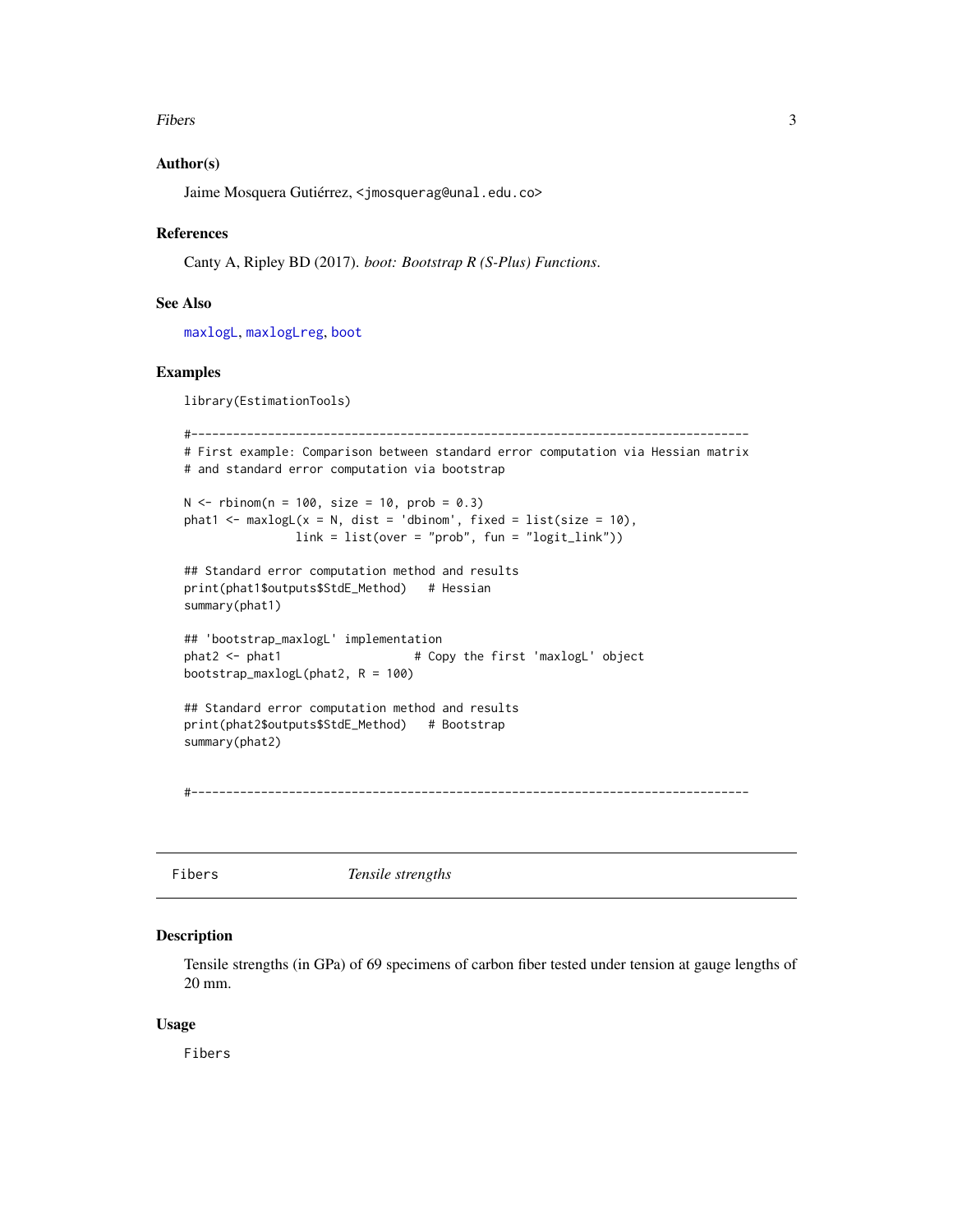### Author(s)

Jaime Mosquera Gutiérrez, <jmosquerag@unal.edu.co>

### References

Canty A, Ripley BD (2017). *boot: Bootstrap R (S-Plus) Functions*.

### See Also

maxlogL, maxlogLreg, boot

### Examples

```
library(EstimationTools)

#--------------------------------------------------------------------------------
# First example: Comparison between standard error computation via Hessian matrix
# and standard error computation via bootstrap

N <- rbinom(n = 100, size = 10, prob = 0.3)
phat1 <- maxlogL(x = N, dist = 'dbinom', fixed = list(size = 10),
                 link = list(over = "prob", fun = "logit_link"))

## Standard error computation method and results
print(phat1$outputs$StdE_Method)   # Hessian
summary(phat1)

## 'bootstrap_maxlogL' implementation
phat2 <- phat1                   # Copy the first 'maxlogL' object
bootstrap_maxlogL(phat2, R = 100)

## Standard error computation method and results
print(phat2$outputs$StdE_Method)   # Bootstrap
summary(phat2)


#--------------------------------------------------------------------------------
```

---

## Fibers *Tensile strengths*

### Description

Tensile strengths (in GPa) of 69 specimens of carbon fiber tested under tension at gauge lengths of 20 mm.

### Usage

```
Fibers
```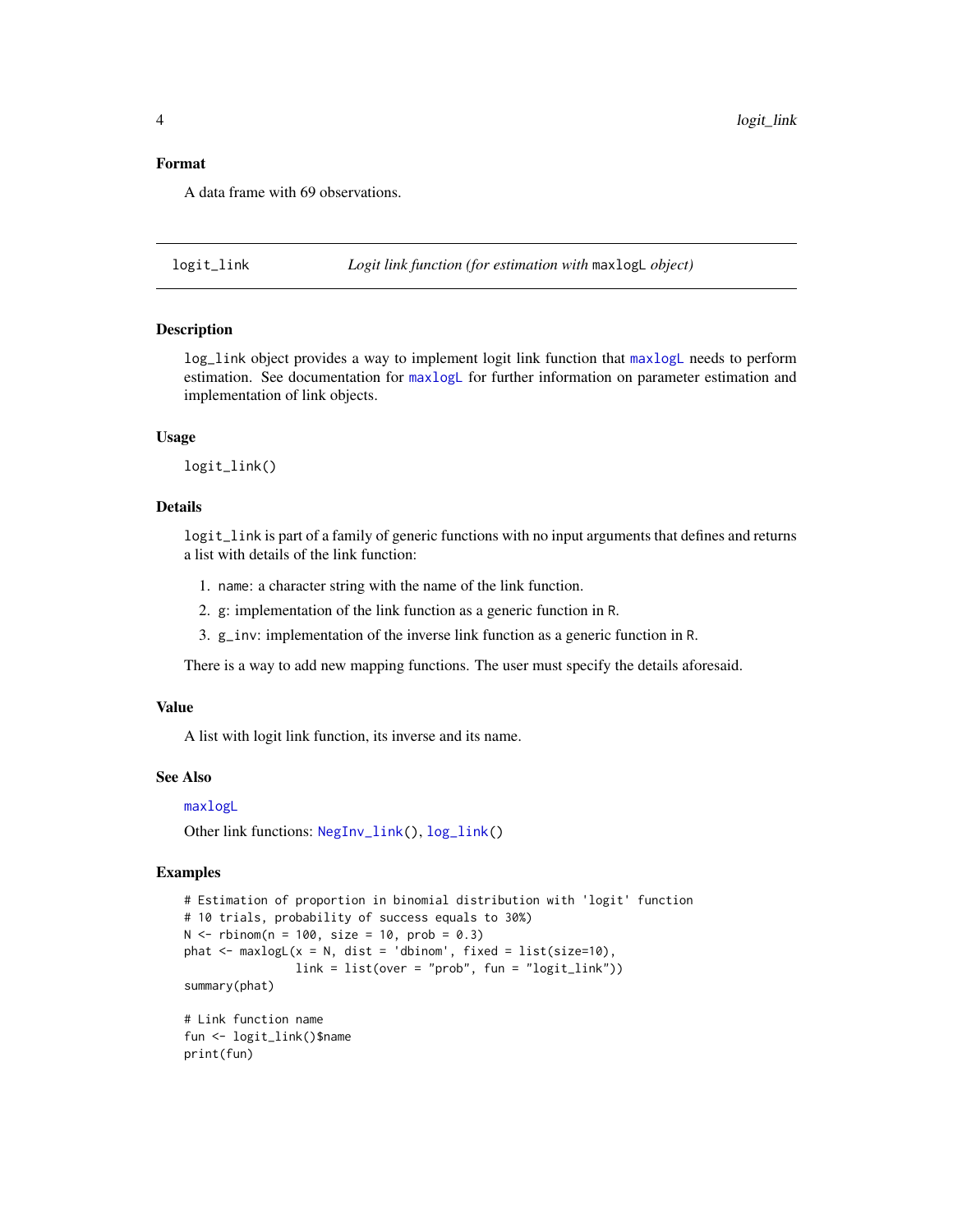### Format

A data frame with 69 observations.

---

## logit_link — *Logit link function (for estimation with* `maxlogL` *object)*

### Description

`log_link` object provides a way to implement logit link function that `maxlogL` needs to perform estimation. See documentation for `maxlogL` for further information on parameter estimation and implementation of link objects.

### Usage

```
logit_link()
```

### Details

`logit_link` is part of a family of generic functions with no input arguments that defines and returns a list with details of the link function:

1. `name`: a character string with the name of the link function.
2. `g`: implementation of the link function as a generic function in R.
3. `g_inv`: implementation of the inverse link function as a generic function in R.

There is a way to add new mapping functions. The user must specify the details aforesaid.

### Value

A list with logit link function, its inverse and its name.

### See Also

`maxlogL`

Other link functions: `NegInv_link()`, `log_link()`

### Examples

```
# Estimation of proportion in binomial distribution with 'logit' function
# 10 trials, probability of success equals to 30%)
N <- rbinom(n = 100, size = 10, prob = 0.3)
phat <- maxlogL(x = N, dist = 'dbinom', fixed = list(size=10),
                link = list(over = "prob", fun = "logit_link"))
summary(phat)

# Link function name
fun <- logit_link()$name
print(fun)
```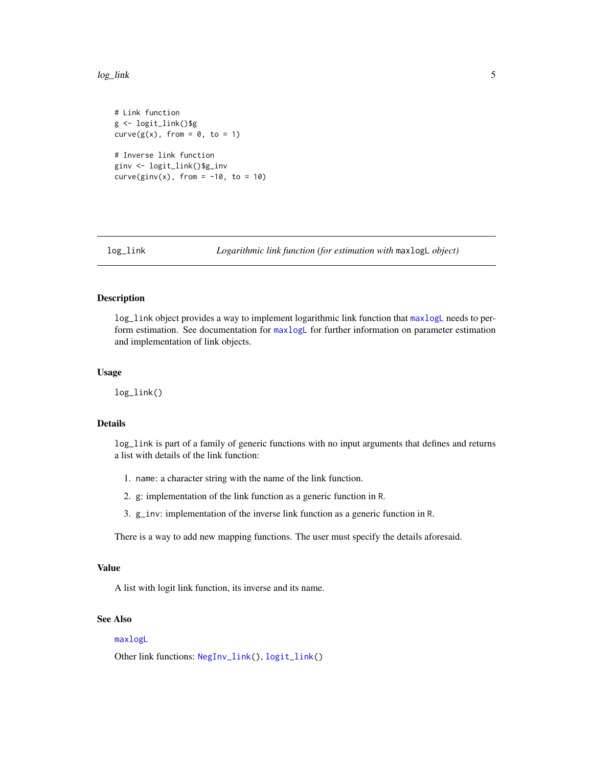```
# Link function
g <- logit_link()$g
curve(g(x), from = 0, to = 1)

# Inverse link function
ginv <- logit_link()$g_inv
curve(ginv(x), from = -10, to = 10)
```

## log_link — *Logarithmic link function (for estimation with* `maxlogL` *object)*

### Description

`log_link` object provides a way to implement logarithmic link function that `maxlogL` needs to perform estimation. See documentation for `maxlogL` for further information on parameter estimation and implementation of link objects.

### Usage

```
log_link()
```

### Details

`log_link` is part of a family of generic functions with no input arguments that defines and returns a list with details of the link function:

1. `name`: a character string with the name of the link function.
2. `g`: implementation of the link function as a generic function in R.
3. `g_inv`: implementation of the inverse link function as a generic function in R.

There is a way to add new mapping functions. The user must specify the details aforesaid.

### Value

A list with logit link function, its inverse and its name.

### See Also

`maxlogL`

Other link functions: `NegInv_link()`, `logit_link()`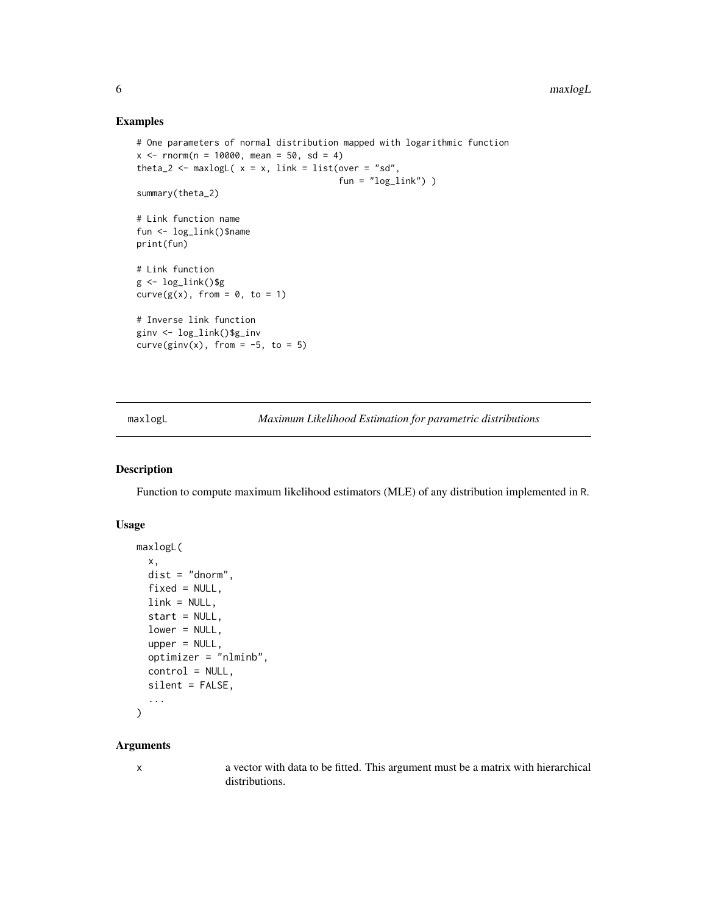## Examples

```
# One parameters of normal distribution mapped with logarithmic function
x <- rnorm(n = 10000, mean = 50, sd = 4)
theta_2 <- maxlogL( x = x, link = list(over = "sd",
                                       fun = "log_link") )
summary(theta_2)

# Link function name
fun <- log_link()$name
print(fun)

# Link function
g <- log_link()$g
curve(g(x), from = 0, to = 1)

# Inverse link function
ginv <- log_link()$g_inv
curve(ginv(x), from = -5, to = 5)
```

---

# maxlogL — *Maximum Likelihood Estimation for parametric distributions*

## Description

Function to compute maximum likelihood estimators (MLE) of any distribution implemented in R.

## Usage

```
maxlogL(
  x,
  dist = "dnorm",
  fixed = NULL,
  link = NULL,
  start = NULL,
  lower = NULL,
  upper = NULL,
  optimizer = "nlminb",
  control = NULL,
  silent = FALSE,
  ...
)
```

## Arguments

| | |
|---|---|
| x | a vector with data to be fitted. This argument must be a matrix with hierarchical distributions. |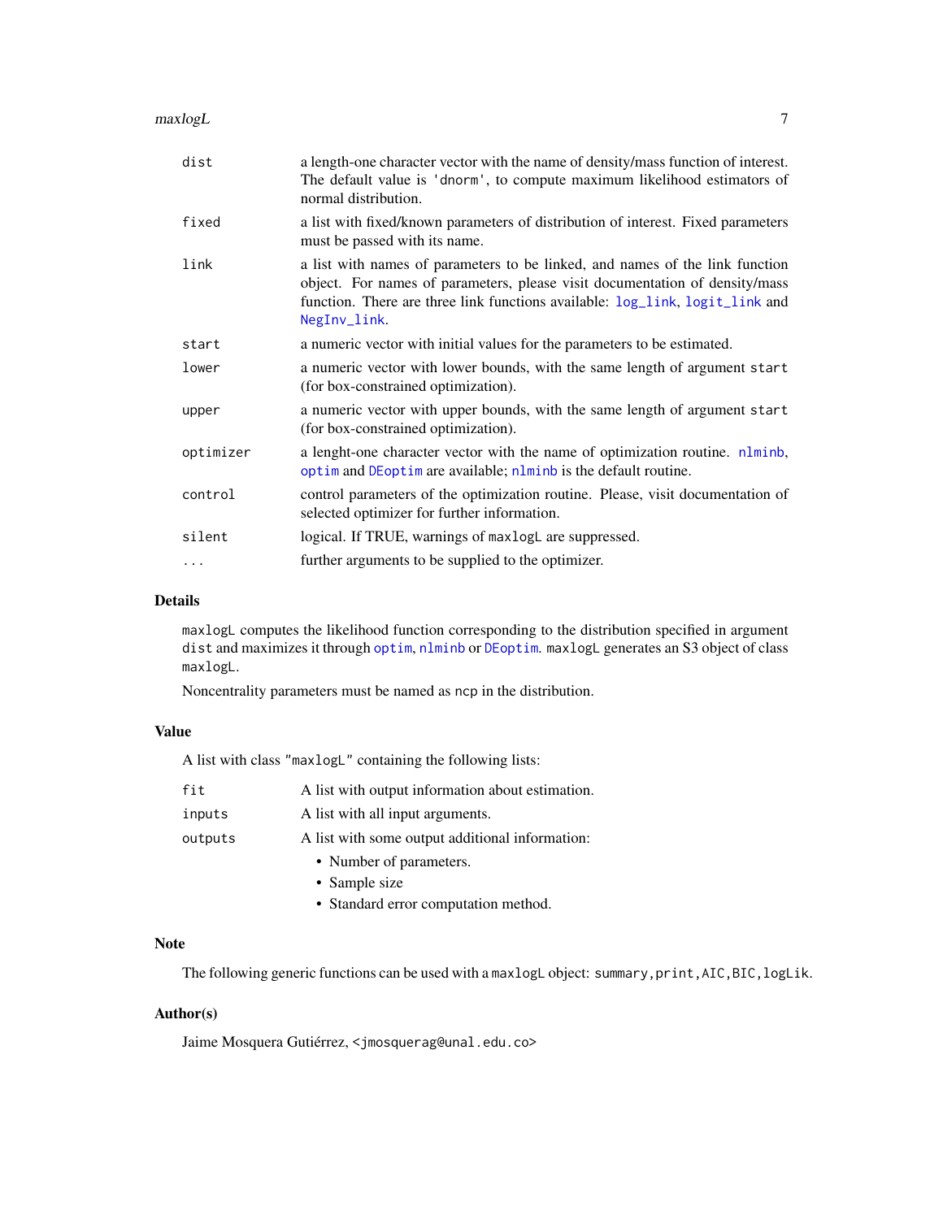| | |
|---|---|
| `dist` | a length-one character vector with the name of density/mass function of interest. The default value is `'dnorm'`, to compute maximum likelihood estimators of normal distribution. |
| `fixed` | a list with fixed/known parameters of distribution of interest. Fixed parameters must be passed with its name. |
| `link` | a list with names of parameters to be linked, and names of the link function object. For names of parameters, please visit documentation of density/mass function. There are three link functions available: `log_link`, `logit_link` and `NegInv_link`. |
| `start` | a numeric vector with initial values for the parameters to be estimated. |
| `lower` | a numeric vector with lower bounds, with the same length of argument `start` (for box-constrained optimization). |
| `upper` | a numeric vector with upper bounds, with the same length of argument `start` (for box-constrained optimization). |
| `optimizer` | a lenght-one character vector with the name of optimization routine. `nlminb`, `optim` and `DEoptim` are available; `nlminb` is the default routine. |
| `control` | control parameters of the optimization routine. Please, visit documentation of selected optimizer for further information. |
| `silent` | logical. If TRUE, warnings of `maxlogL` are suppressed. |
| `...` | further arguments to be supplied to the optimizer. |

## Details

`maxlogL` computes the likelihood function corresponding to the distribution specified in argument `dist` and maximizes it through `optim`, `nlminb` or `DEoptim`. `maxlogL` generates an S3 object of class `maxlogL`.

Noncentrality parameters must be named as `ncp` in the distribution.

## Value

A list with class `"maxlogL"` containing the following lists:

| | |
|---|---|
| `fit` | A list with output information about estimation. |
| `inputs` | A list with all input arguments. |
| `outputs` | A list with some output additional information: • Number of parameters. • Sample size • Standard error computation method. |

## Note

The following generic functions can be used with a `maxlogL` object: `summary`, `print`, `AIC`, `BIC`, `logLik`.

## Author(s)

Jaime Mosquera Gutiérrez, <jmosquerag@unal.edu.co>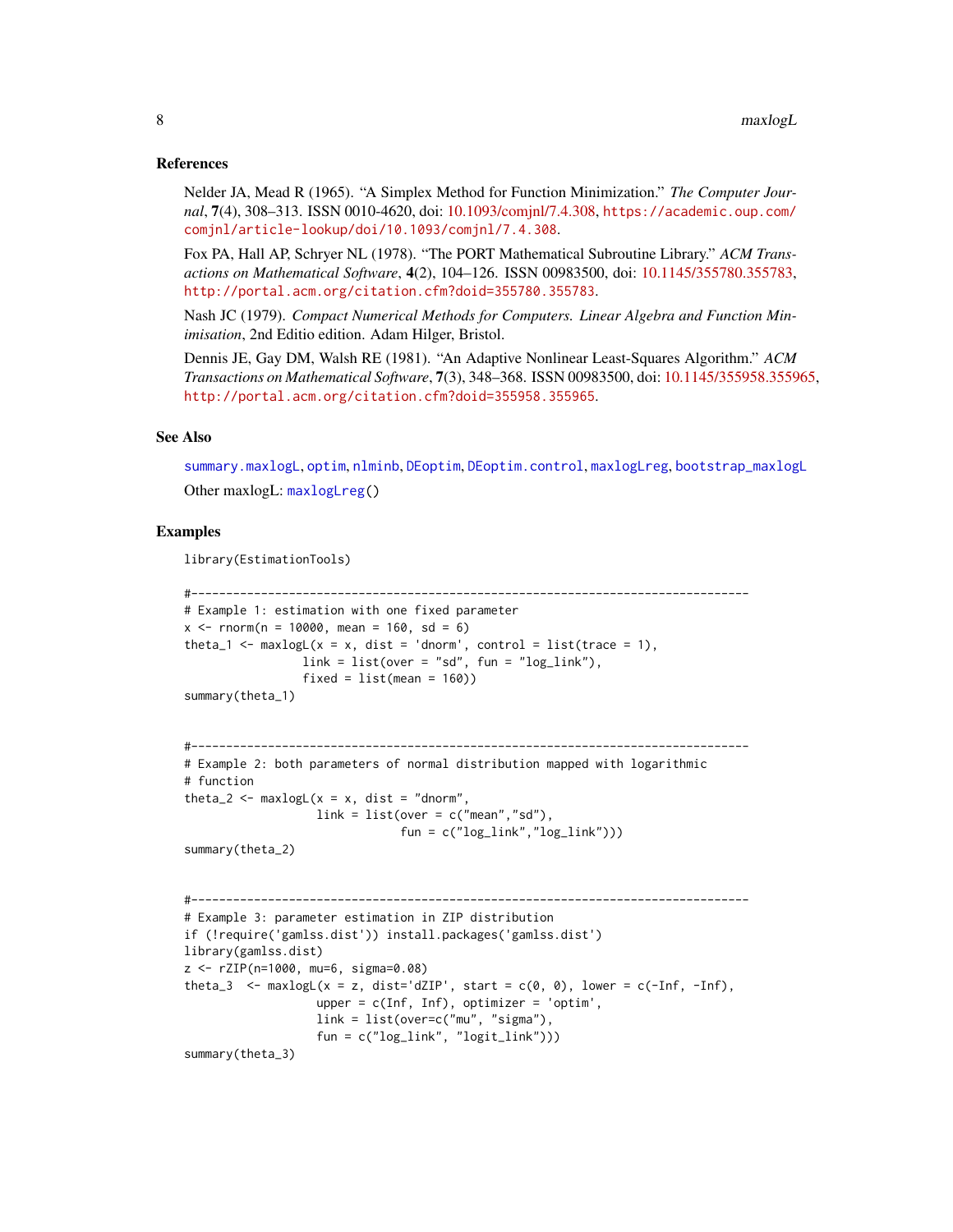### References

Nelder JA, Mead R (1965). "A Simplex Method for Function Minimization." *The Computer Journal*, **7**(4), 308–313. ISSN 0010-4620, doi: 10.1093/comjnl/7.4.308, https://academic.oup.com/comjnl/article-lookup/doi/10.1093/comjnl/7.4.308.

Fox PA, Hall AP, Schryer NL (1978). "The PORT Mathematical Subroutine Library." *ACM Transactions on Mathematical Software*, **4**(2), 104–126. ISSN 00983500, doi: 10.1145/355780.355783, http://portal.acm.org/citation.cfm?doid=355780.355783.

Nash JC (1979). *Compact Numerical Methods for Computers. Linear Algebra and Function Minimisation*, 2nd Editio edition. Adam Hilger, Bristol.

Dennis JE, Gay DM, Walsh RE (1981). "An Adaptive Nonlinear Least-Squares Algorithm." *ACM Transactions on Mathematical Software*, **7**(3), 348–368. ISSN 00983500, doi: 10.1145/355958.355965, http://portal.acm.org/citation.cfm?doid=355958.355965.

### See Also

summary.maxlogL, optim, nlminb, DEoptim, DEoptim.control, maxlogLreg, bootstrap_maxlogL

Other maxlogL: maxlogLreg()

### Examples

```
library(EstimationTools)

#--------------------------------------------------------------------------------
# Example 1: estimation with one fixed parameter
x <- rnorm(n = 10000, mean = 160, sd = 6)
theta_1 <- maxlogL(x = x, dist = 'dnorm', control = list(trace = 1),
                 link = list(over = "sd", fun = "log_link"),
                 fixed = list(mean = 160))
summary(theta_1)


#--------------------------------------------------------------------------------
# Example 2: both parameters of normal distribution mapped with logarithmic
# function
theta_2 <- maxlogL(x = x, dist = "dnorm",
                   link = list(over = c("mean","sd"),
                               fun = c("log_link","log_link")))
summary(theta_2)


#--------------------------------------------------------------------------------
# Example 3: parameter estimation in ZIP distribution
if (!require('gamlss.dist')) install.packages('gamlss.dist')
library(gamlss.dist)
z <- rZIP(n=1000, mu=6, sigma=0.08)
theta_3  <- maxlogL(x = z, dist='dZIP', start = c(0, 0), lower = c(-Inf, -Inf),
                   upper = c(Inf, Inf), optimizer = 'optim',
                   link = list(over=c("mu", "sigma"),
                   fun = c("log_link", "logit_link")))
summary(theta_3)
```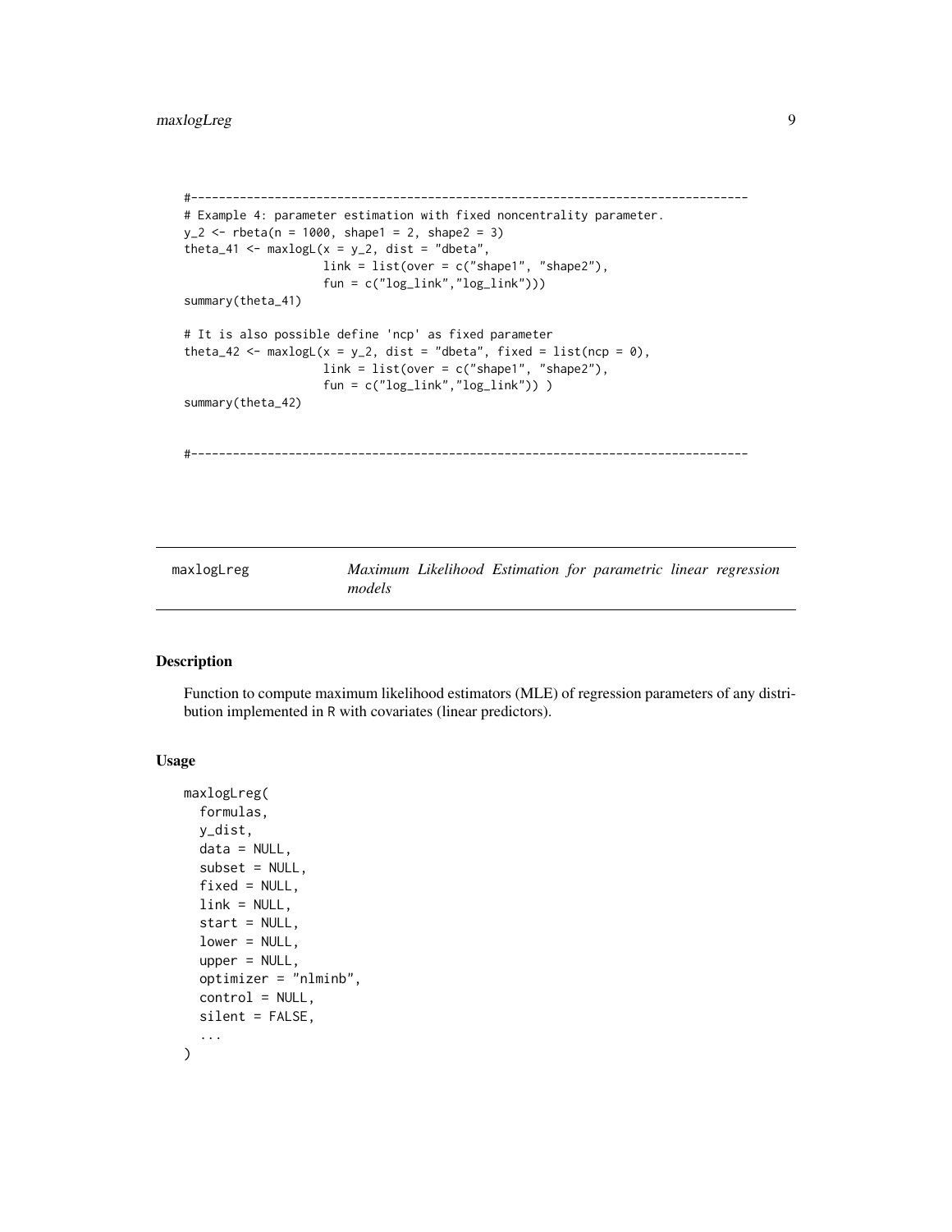```
#--------------------------------------------------------------------------------
# Example 4: parameter estimation with fixed noncentrality parameter.
y_2 <- rbeta(n = 1000, shape1 = 2, shape2 = 3)
theta_41 <- maxlogL(x = y_2, dist = "dbeta",
                    link = list(over = c("shape1", "shape2"),
                    fun = c("log_link","log_link")))
summary(theta_41)

# It is also possible define 'ncp' as fixed parameter
theta_42 <- maxlogL(x = y_2, dist = "dbeta", fixed = list(ncp = 0),
                    link = list(over = c("shape1", "shape2"),
                    fun = c("log_link","log_link")) )
summary(theta_42)


#--------------------------------------------------------------------------------
```

## maxlogLreg — *Maximum Likelihood Estimation for parametric linear regression models*

### Description

Function to compute maximum likelihood estimators (MLE) of regression parameters of any distribution implemented in R with covariates (linear predictors).

### Usage

```
maxlogLreg(
  formulas,
  y_dist,
  data = NULL,
  subset = NULL,
  fixed = NULL,
  link = NULL,
  start = NULL,
  lower = NULL,
  upper = NULL,
  optimizer = "nlminb",
  control = NULL,
  silent = FALSE,
  ...
)
```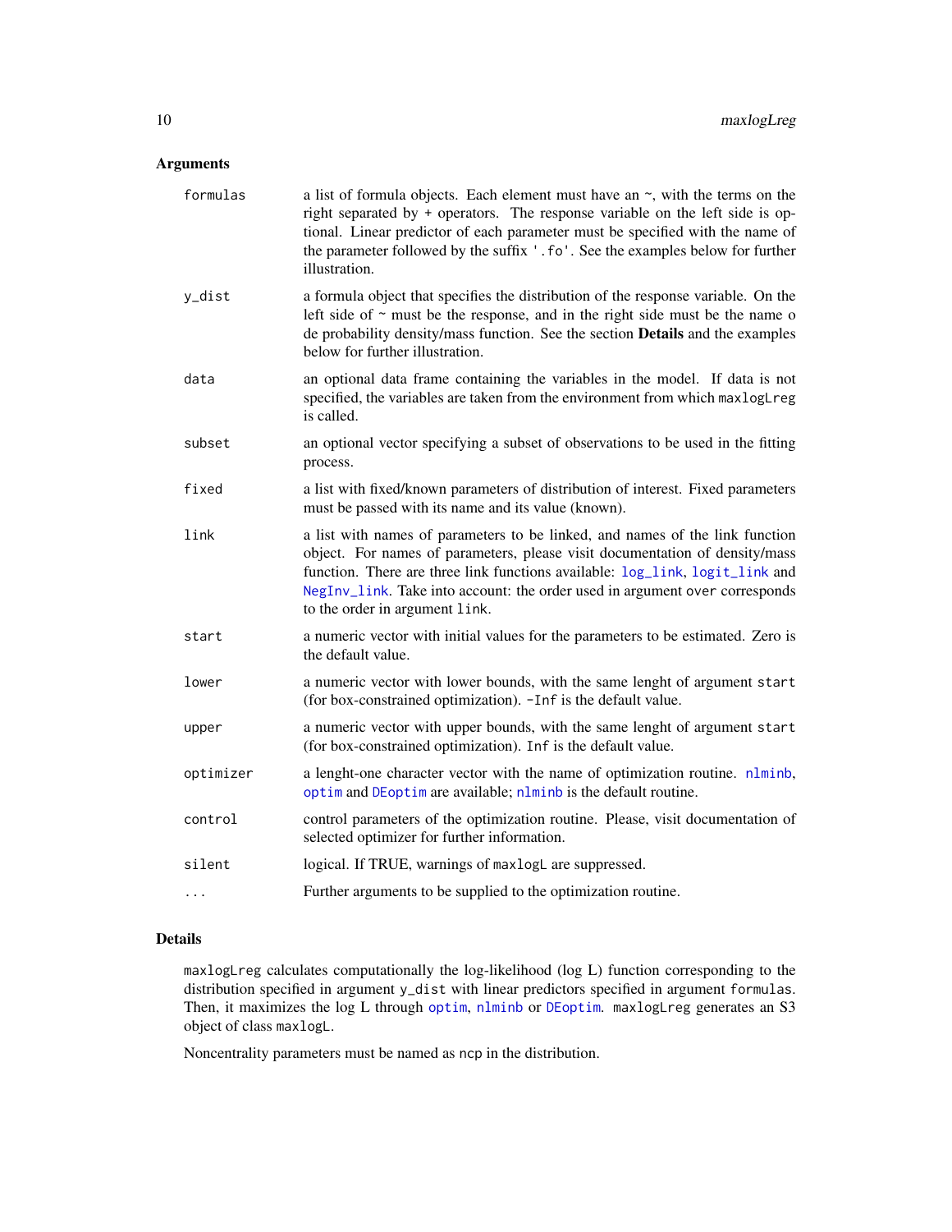### Arguments

- `formulas` — a list of formula objects. Each element must have an ~, with the terms on the right separated by + operators. The response variable on the left side is optional. Linear predictor of each parameter must be specified with the name of the parameter followed by the suffix '.fo'. See the examples below for further illustration.
- `y_dist` — a formula object that specifies the distribution of the response variable. On the left side of ~ must be the response, and in the right side must be the name o de probability density/mass function. See the section **Details** and the examples below for further illustration.
- `data` — an optional data frame containing the variables in the model. If data is not specified, the variables are taken from the environment from which `maxlogLreg` is called.
- `subset` — an optional vector specifying a subset of observations to be used in the fitting process.
- `fixed` — a list with fixed/known parameters of distribution of interest. Fixed parameters must be passed with its name and its value (known).
- `link` — a list with names of parameters to be linked, and names of the link function object. For names of parameters, please visit documentation of density/mass function. There are three link functions available: `log_link`, `logit_link` and `NegInv_link`. Take into account: the order used in argument `over` corresponds to the order in argument `link`.
- `start` — a numeric vector with initial values for the parameters to be estimated. Zero is the default value.
- `lower` — a numeric vector with lower bounds, with the same lenght of argument `start` (for box-constrained optimization). `-Inf` is the default value.
- `upper` — a numeric vector with upper bounds, with the same lenght of argument `start` (for box-constrained optimization). `Inf` is the default value.
- `optimizer` — a lenght-one character vector with the name of optimization routine. `nlminb`, `optim` and `DEoptim` are available; `nlminb` is the default routine.
- `control` — control parameters of the optimization routine. Please, visit documentation of selected optimizer for further information.
- `silent` — logical. If TRUE, warnings of `maxlogL` are suppressed.
- `...` — Further arguments to be supplied to the optimization routine.

### Details

`maxlogLreg` calculates computationally the log-likelihood (log L) function corresponding to the distribution specified in argument `y_dist` with linear predictors specified in argument `formulas`. Then, it maximizes the log L through `optim`, `nlminb` or `DEoptim`. `maxlogLreg` generates an S3 object of class `maxlogL`.

Noncentrality parameters must be named as `ncp` in the distribution.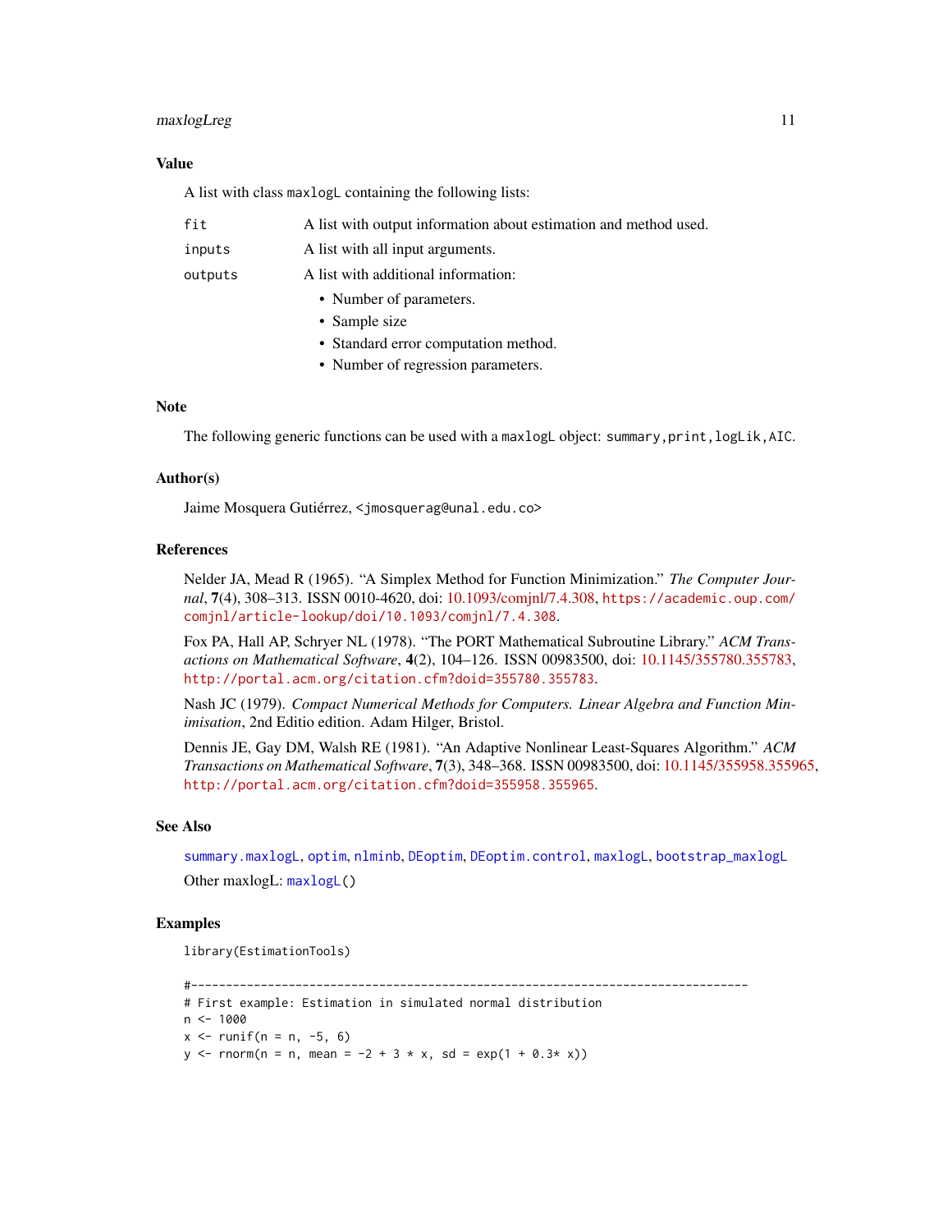## Value

A list with class `maxlogL` containing the following lists:

| | |
|---|---|
| `fit` | A list with output information about estimation and method used. |
| `inputs` | A list with all input arguments. |
| `outputs` | A list with additional information: |

- Number of parameters.
- Sample size
- Standard error computation method.
- Number of regression parameters.

## Note

The following generic functions can be used with a `maxlogL` object: `summary,print,logLik,AIC`.

## Author(s)

Jaime Mosquera Gutiérrez, <jmosquerag@unal.edu.co>

## References

Nelder JA, Mead R (1965). "A Simplex Method for Function Minimization." *The Computer Journal*, **7**(4), 308–313. ISSN 0010-4620, doi: 10.1093/comjnl/7.4.308, https://academic.oup.com/comjnl/article-lookup/doi/10.1093/comjnl/7.4.308.

Fox PA, Hall AP, Schryer NL (1978). "The PORT Mathematical Subroutine Library." *ACM Transactions on Mathematical Software*, **4**(2), 104–126. ISSN 00983500, doi: 10.1145/355780.355783, http://portal.acm.org/citation.cfm?doid=355780.355783.

Nash JC (1979). *Compact Numerical Methods for Computers. Linear Algebra and Function Minimisation*, 2nd Editio edition. Adam Hilger, Bristol.

Dennis JE, Gay DM, Walsh RE (1981). "An Adaptive Nonlinear Least-Squares Algorithm." *ACM Transactions on Mathematical Software*, **7**(3), 348–368. ISSN 00983500, doi: 10.1145/355958.355965, http://portal.acm.org/citation.cfm?doid=355958.355965.

## See Also

`summary.maxlogL`, `optim`, `nlminb`, `DEoptim`, `DEoptim.control`, `maxlogL`, `bootstrap_maxlogL`

Other maxlogL: `maxlogL()`

## Examples

```
library(EstimationTools)

#--------------------------------------------------------------------------------
# First example: Estimation in simulated normal distribution
n <- 1000
x <- runif(n = n, -5, 6)
y <- rnorm(n = n, mean = -2 + 3 * x, sd = exp(1 + 0.3* x))
```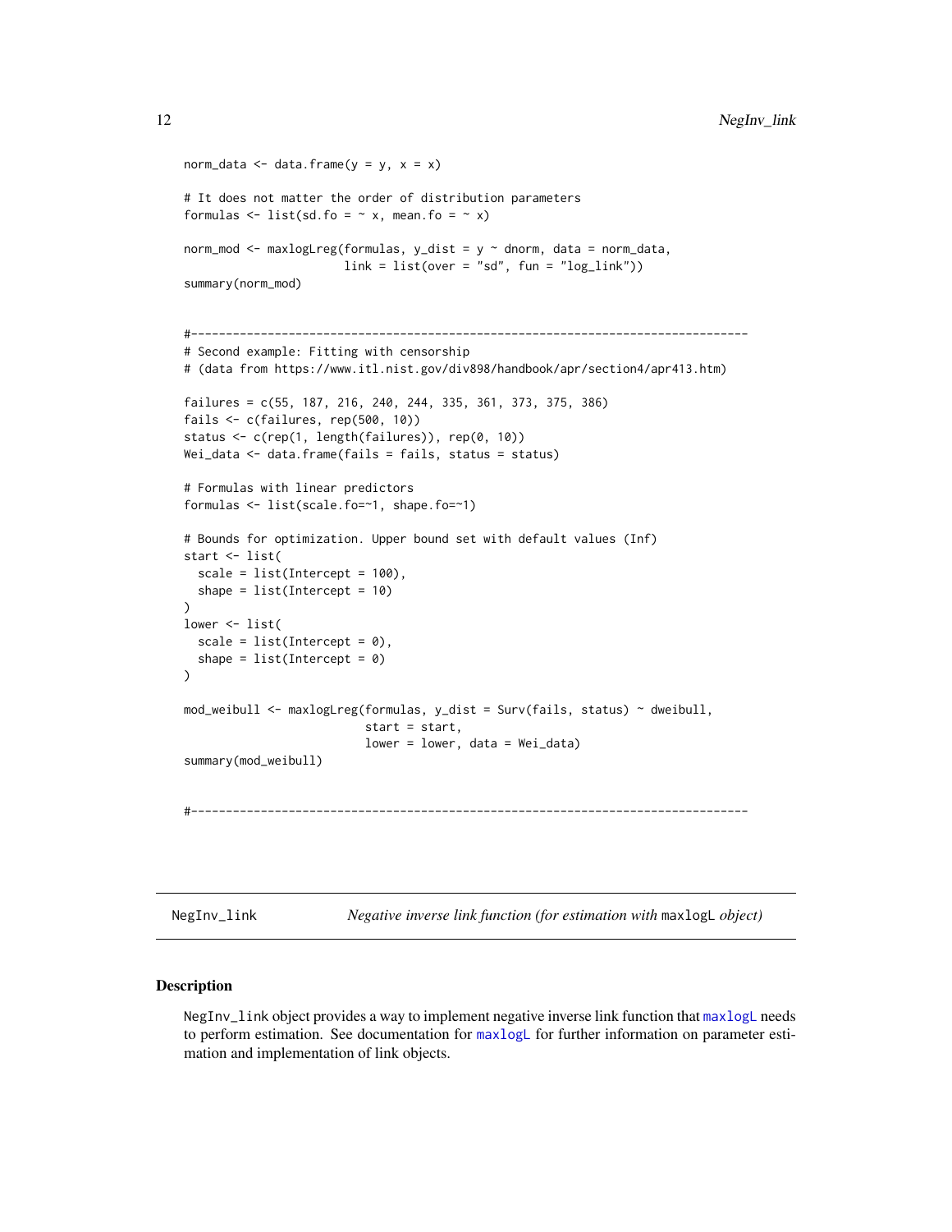```
norm_data <- data.frame(y = y, x = x)

# It does not matter the order of distribution parameters
formulas <- list(sd.fo = ~ x, mean.fo = ~ x)

norm_mod <- maxlogLreg(formulas, y_dist = y ~ dnorm, data = norm_data,
                       link = list(over = "sd", fun = "log_link"))
summary(norm_mod)


#--------------------------------------------------------------------------------
# Second example: Fitting with censorship
# (data from https://www.itl.nist.gov/div898/handbook/apr/section4/apr413.htm)

failures = c(55, 187, 216, 240, 244, 335, 361, 373, 375, 386)
fails <- c(failures, rep(500, 10))
status <- c(rep(1, length(failures)), rep(0, 10))
Wei_data <- data.frame(fails = fails, status = status)

# Formulas with linear predictors
formulas <- list(scale.fo=~1, shape.fo=~1)

# Bounds for optimization. Upper bound set with default values (Inf)
start <- list(
  scale = list(Intercept = 100),
  shape = list(Intercept = 10)
)
lower <- list(
  scale = list(Intercept = 0),
  shape = list(Intercept = 0)
)

mod_weibull <- maxlogLreg(formulas, y_dist = Surv(fails, status) ~ dweibull,
                          start = start,
                          lower = lower, data = Wei_data)
summary(mod_weibull)


#--------------------------------------------------------------------------------
```

## NegInv_link — *Negative inverse link function (for estimation with* `maxlogL` *object)*

### Description

NegInv_link object provides a way to implement negative inverse link function that maxlogL needs to perform estimation. See documentation for maxlogL for further information on parameter estimation and implementation of link objects.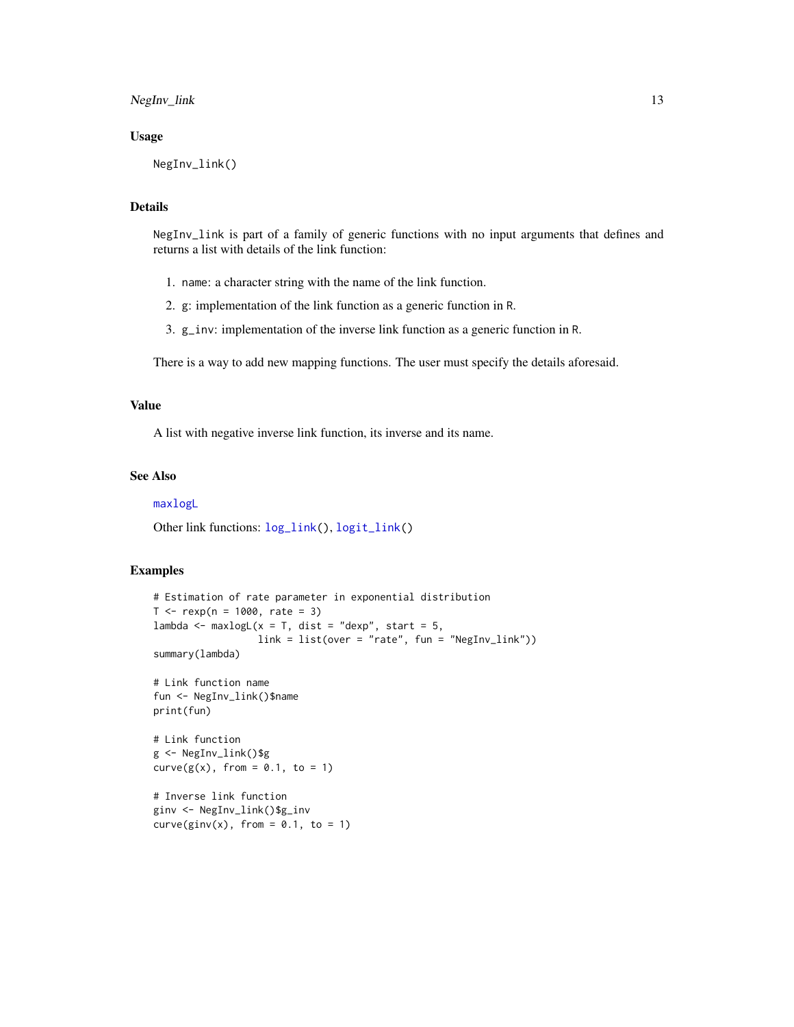### Usage

```
NegInv_link()
```

### Details

NegInv_link is part of a family of generic functions with no input arguments that defines and returns a list with details of the link function:

1. name: a character string with the name of the link function.
2. g: implementation of the link function as a generic function in R.
3. g_inv: implementation of the inverse link function as a generic function in R.

There is a way to add new mapping functions. The user must specify the details aforesaid.

### Value

A list with negative inverse link function, its inverse and its name.

### See Also

maxlogL

Other link functions: log_link(), logit_link()

### Examples

```
# Estimation of rate parameter in exponential distribution
T <- rexp(n = 1000, rate = 3)
lambda <- maxlogL(x = T, dist = "dexp", start = 5,
                  link = list(over = "rate", fun = "NegInv_link"))
summary(lambda)

# Link function name
fun <- NegInv_link()$name
print(fun)

# Link function
g <- NegInv_link()$g
curve(g(x), from = 0.1, to = 1)

# Inverse link function
ginv <- NegInv_link()$g_inv
curve(ginv(x), from = 0.1, to = 1)
```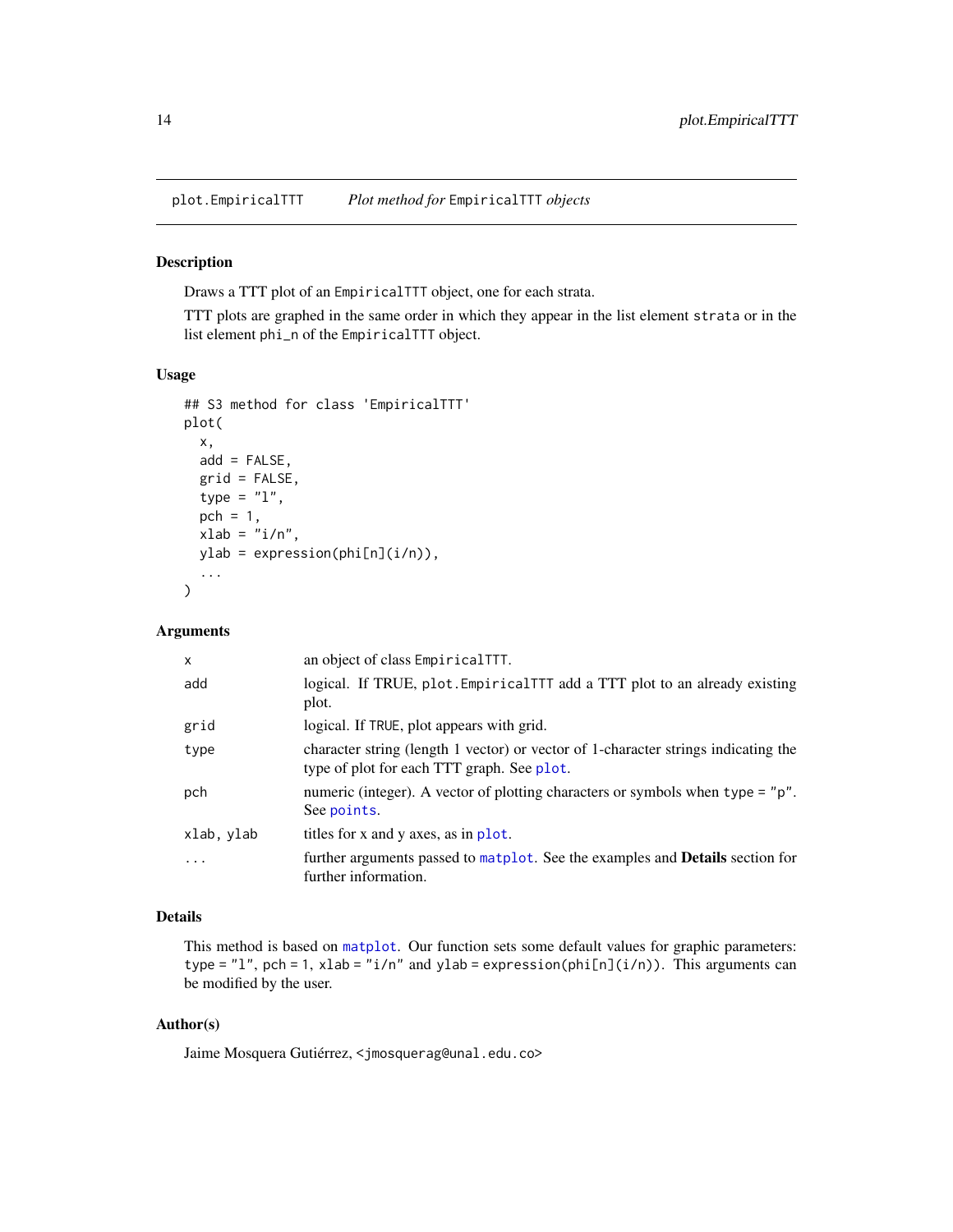# plot.EmpiricalTTT — *Plot method for* `EmpiricalTTT` *objects*

## Description

Draws a TTT plot of an `EmpiricalTTT` object, one for each strata.

TTT plots are graphed in the same order in which they appear in the list element `strata` or in the list element `phi_n` of the `EmpiricalTTT` object.

## Usage

```
## S3 method for class 'EmpiricalTTT'
plot(
  x,
  add = FALSE,
  grid = FALSE,
  type = "l",
  pch = 1,
  xlab = "i/n",
  ylab = expression(phi[n](i/n)),
  ...
)
```

## Arguments

| | |
|---|---|
| `x` | an object of class `EmpiricalTTT`. |
| `add` | logical. If TRUE, `plot.EmpiricalTTT` add a TTT plot to an already existing plot. |
| `grid` | logical. If `TRUE`, plot appears with grid. |
| `type` | character string (length 1 vector) or vector of 1-character strings indicating the type of plot for each TTT graph. See `plot`. |
| `pch` | numeric (integer). A vector of plotting characters or symbols when `type = "p"`. See `points`. |
| `xlab, ylab` | titles for x and y axes, as in `plot`. |
| `...` | further arguments passed to `matplot`. See the examples and **Details** section for further information. |

## Details

This method is based on `matplot`. Our function sets some default values for graphic parameters: `type = "l"`, `pch = 1`, `xlab = "i/n"` and `ylab = expression(phi[n](i/n))`. This arguments can be modified by the user.

## Author(s)

Jaime Mosquera Gutiérrez, `<jmosquerag@unal.edu.co>`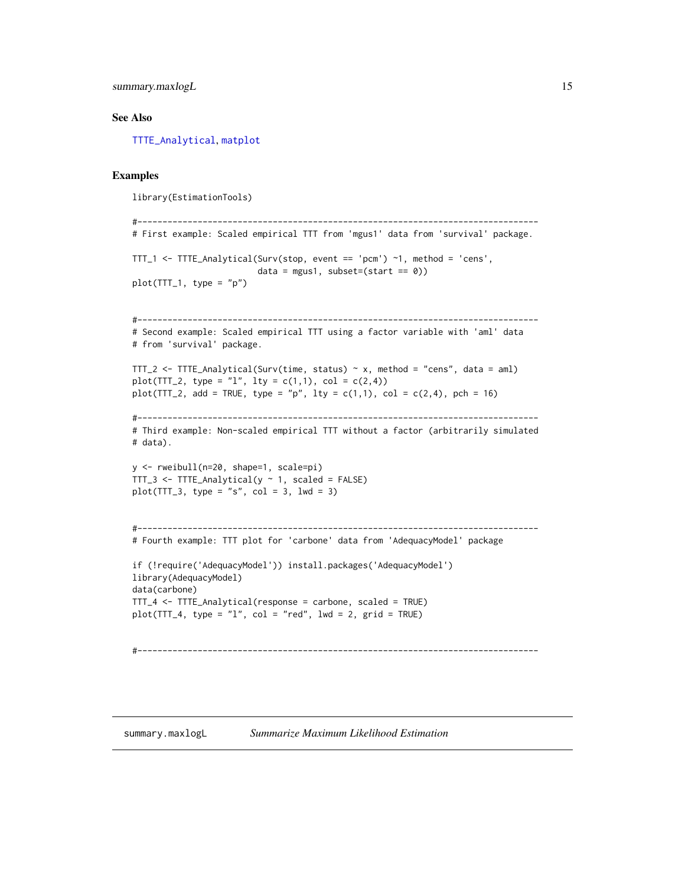### See Also

TTTE_Analytical, matplot

### Examples

```
library(EstimationTools)

#--------------------------------------------------------------------------------
# First example: Scaled empirical TTT from 'mgus1' data from 'survival' package.

TTT_1 <- TTTE_Analytical(Surv(stop, event == 'pcm') ~1, method = 'cens',
                         data = mgus1, subset=(start == 0))
plot(TTT_1, type = "p")


#--------------------------------------------------------------------------------
# Second example: Scaled empirical TTT using a factor variable with 'aml' data
# from 'survival' package.

TTT_2 <- TTTE_Analytical(Surv(time, status) ~ x, method = "cens", data = aml)
plot(TTT_2, type = "l", lty = c(1,1), col = c(2,4))
plot(TTT_2, add = TRUE, type = "p", lty = c(1,1), col = c(2,4), pch = 16)

#--------------------------------------------------------------------------------
# Third example: Non-scaled empirical TTT without a factor (arbitrarily simulated
# data).

y <- rweibull(n=20, shape=1, scale=pi)
TTT_3 <- TTTE_Analytical(y ~ 1, scaled = FALSE)
plot(TTT_3, type = "s", col = 3, lwd = 3)


#--------------------------------------------------------------------------------
# Fourth example: TTT plot for 'carbone' data from 'AdequacyModel' package

if (!require('AdequacyModel')) install.packages('AdequacyModel')
library(AdequacyModel)
data(carbone)
TTT_4 <- TTTE_Analytical(response = carbone, scaled = TRUE)
plot(TTT_4, type = "l", col = "red", lwd = 2, grid = TRUE)


#--------------------------------------------------------------------------------
```

---

## summary.maxlogL &nbsp;&nbsp;&nbsp; *Summarize Maximum Likelihood Estimation*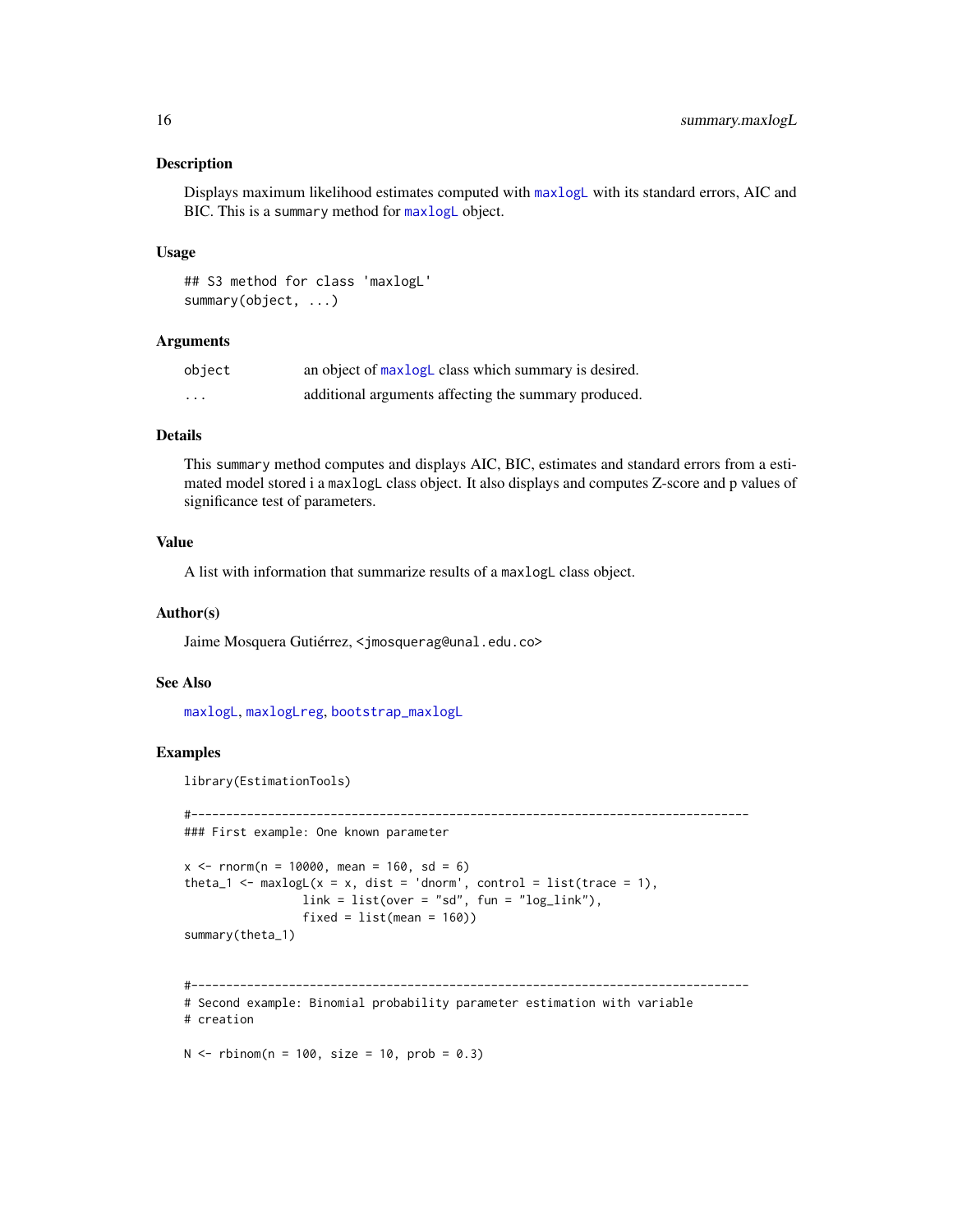## Description

Displays maximum likelihood estimates computed with maxlogL with its standard errors, AIC and BIC. This is a summary method for maxlogL object.

## Usage

```
## S3 method for class 'maxlogL'
summary(object, ...)
```

## Arguments

| | |
|---|---|
| object | an object of maxlogL class which summary is desired. |
| ... | additional arguments affecting the summary produced. |

## Details

This summary method computes and displays AIC, BIC, estimates and standard errors from a estimated model stored i a maxlogL class object. It also displays and computes Z-score and p values of significance test of parameters.

## Value

A list with information that summarize results of a maxlogL class object.

## Author(s)

Jaime Mosquera Gutiérrez, <jmosquerag@unal.edu.co>

## See Also

maxlogL, maxlogLreg, bootstrap_maxlogL

## Examples

```
library(EstimationTools)

#--------------------------------------------------------------------------------
### First example: One known parameter

x <- rnorm(n = 10000, mean = 160, sd = 6)
theta_1 <- maxlogL(x = x, dist = 'dnorm', control = list(trace = 1),
                   link = list(over = "sd", fun = "log_link"),
                   fixed = list(mean = 160))
summary(theta_1)


#--------------------------------------------------------------------------------
# Second example: Binomial probability parameter estimation with variable
# creation

N <- rbinom(n = 100, size = 10, prob = 0.3)
```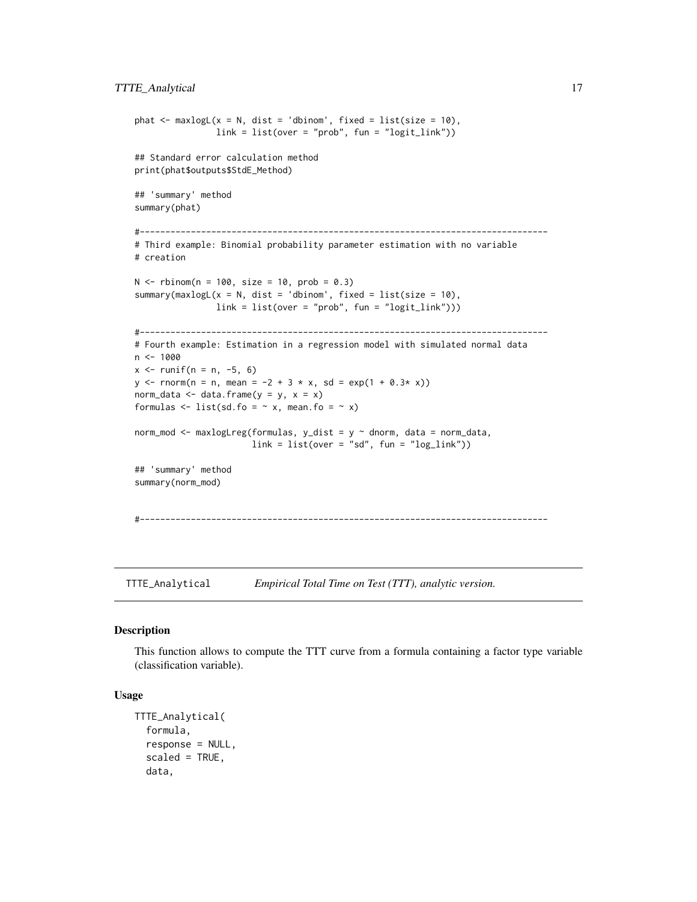```
phat <- maxlogL(x = N, dist = 'dbinom', fixed = list(size = 10),
                link = list(over = "prob", fun = "logit_link"))

## Standard error calculation method
print(phat$outputs$StdE_Method)

## 'summary' method
summary(phat)

#--------------------------------------------------------------------------------
# Third example: Binomial probability parameter estimation with no variable
# creation

N <- rbinom(n = 100, size = 10, prob = 0.3)
summary(maxlogL(x = N, dist = 'dbinom', fixed = list(size = 10),
                link = list(over = "prob", fun = "logit_link")))

#--------------------------------------------------------------------------------
# Fourth example: Estimation in a regression model with simulated normal data
n <- 1000
x <- runif(n = n, -5, 6)
y <- rnorm(n = n, mean = -2 + 3 * x, sd = exp(1 + 0.3* x))
norm_data <- data.frame(y = y, x = x)
formulas <- list(sd.fo = ~ x, mean.fo = ~ x)

norm_mod <- maxlogLreg(formulas, y_dist = y ~ dnorm, data = norm_data,
                       link = list(over = "sd", fun = "log_link"))

## 'summary' method
summary(norm_mod)


#--------------------------------------------------------------------------------
```

## TTTE_Analytical — *Empirical Total Time on Test (TTT), analytic version.*

### Description

This function allows to compute the TTT curve from a formula containing a factor type variable (classification variable).

### Usage

```
TTTE_Analytical(
  formula,
  response = NULL,
  scaled = TRUE,
  data,
```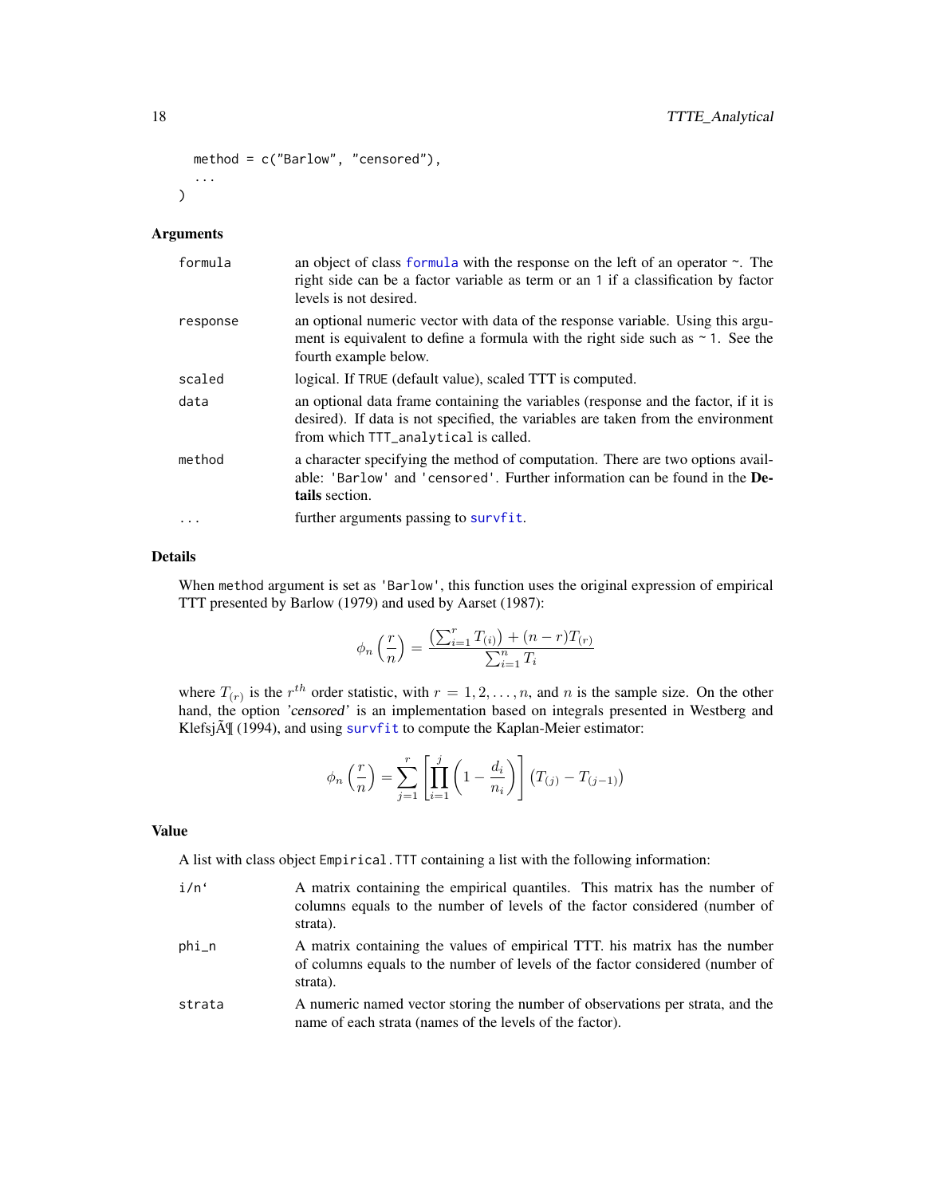```
  method = c("Barlow", "censored"),
  ...
)
```

## Arguments

| | |
|---|---|
| `formula` | an object of class `formula` with the response on the left of an operator ~. The right side can be a factor variable as term or an `1` if a classification by factor levels is not desired. |
| `response` | an optional numeric vector with data of the response variable. Using this argument is equivalent to define a formula with the right side such as `~ 1`. See the fourth example below. |
| `scaled` | logical. If `TRUE` (default value), scaled TTT is computed. |
| `data` | an optional data frame containing the variables (response and the factor, if it is desired). If data is not specified, the variables are taken from the environment from which `TTT_analytical` is called. |
| `method` | a character specifying the method of computation. There are two options available: `'Barlow'` and `'censored'`. Further information can be found in the **Details** section. |
| `...` | further arguments passing to `survfit`. |

## Details

When `method` argument is set as `'Barlow'`, this function uses the original expression of empirical TTT presented by Barlow (1979) and used by Aarset (1987):

$$\phi_n\left(\frac{r}{n}\right) = \frac{\left(\sum_{i=1}^{r} T_{(i)}\right) + (n-r)T_{(r)}}{\sum_{i=1}^{n} T_i}$$

where $T_{(r)}$ is the $r^{th}$ order statistic, with $r = 1, 2, \dots, n$, and $n$ is the sample size. On the other hand, the option *'censored'* is an implementation based on integrals presented in Westberg and KlefsjÃ¶ (1994), and using `survfit` to compute the Kaplan-Meier estimator:

$$\phi_n\left(\frac{r}{n}\right) = \sum_{j=1}^{r}\left[\prod_{i=1}^{j}\left(1 - \frac{d_i}{n_i}\right)\right]\left(T_{(j)} - T_{(j-1)}\right)$$

## Value

A list with class object `Empirical.TTT` containing a list with the following information:

| | |
|---|---|
| `i/n`` | A matrix containing the empirical quantiles. This matrix has the number of columns equals to the number of levels of the factor considered (number of strata). |
| `phi_n` | A matrix containing the values of empirical TTT. his matrix has the number of columns equals to the number of levels of the factor considered (number of strata). |
| `strata` | A numeric named vector storing the number of observations per strata, and the name of each strata (names of the levels of the factor). |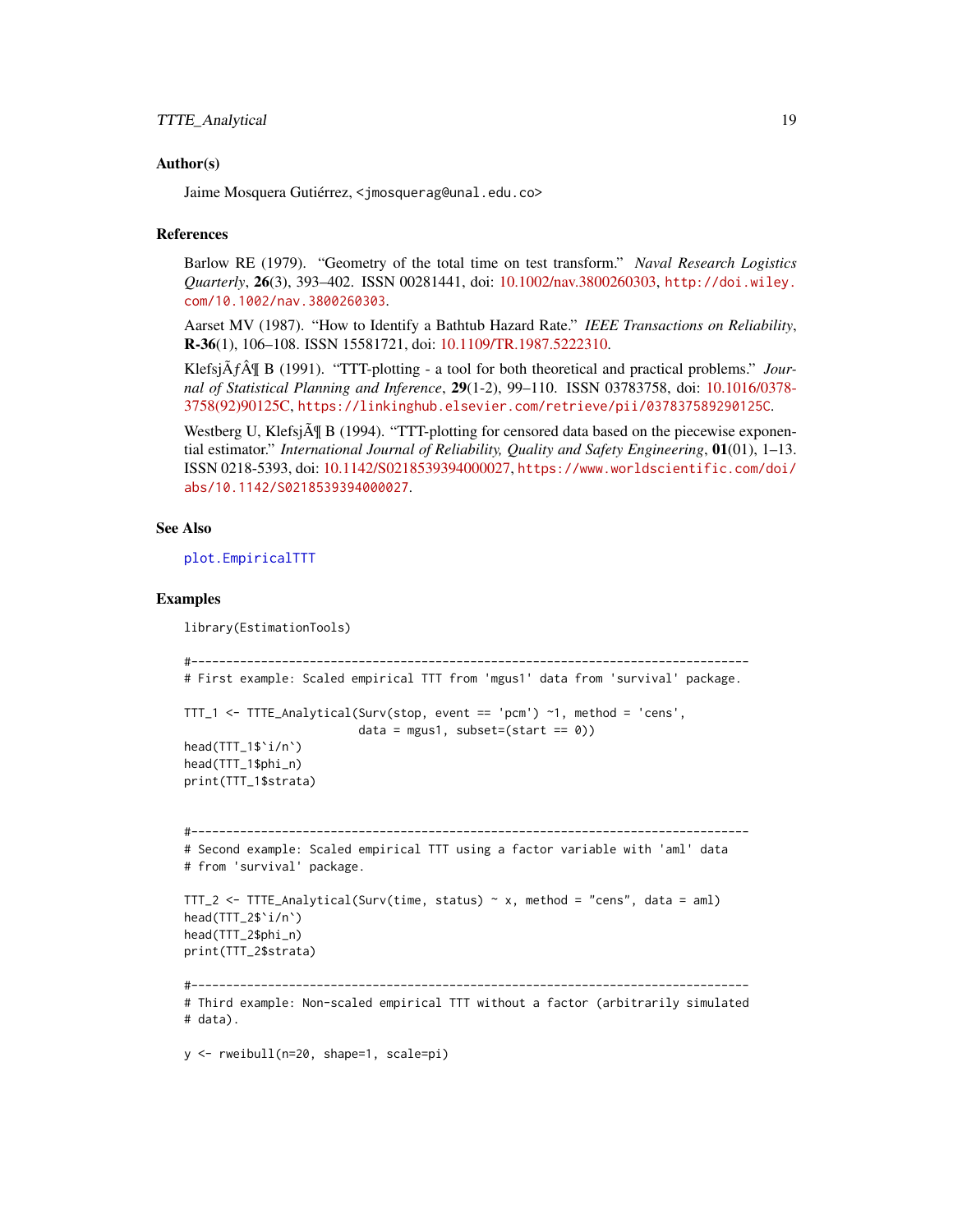### Author(s)

Jaime Mosquera Gutiérrez, <jmosquerag@unal.edu.co>

### References

Barlow RE (1979). "Geometry of the total time on test transform." *Naval Research Logistics Quarterly*, **26**(3), 393–402. ISSN 00281441, doi: 10.1002/nav.3800260303, http://doi.wiley.com/10.1002/nav.3800260303.

Aarset MV (1987). "How to Identify a Bathtub Hazard Rate." *IEEE Transactions on Reliability*, **R-36**(1), 106–108. ISSN 15581721, doi: 10.1109/TR.1987.5222310.

KlefsjÃƒÂ¶ B (1991). "TTT-plotting - a tool for both theoretical and practical problems." *Journal of Statistical Planning and Inference*, **29**(1-2), 99–110. ISSN 03783758, doi: 10.1016/0378-3758(92)90125C, https://linkinghub.elsevier.com/retrieve/pii/037837589290125C.

Westberg U, KlefsjÃ¶ B (1994). "TTT-plotting for censored data based on the piecewise exponential estimator." *International Journal of Reliability, Quality and Safety Engineering*, **01**(01), 1–13. ISSN 0218-5393, doi: 10.1142/S0218539394000027, https://www.worldscientific.com/doi/abs/10.1142/S0218539394000027.

### See Also

plot.EmpiricalTTT

### Examples

```
library(EstimationTools)

#--------------------------------------------------------------------------------
# First example: Scaled empirical TTT from 'mgus1' data from 'survival' package.

TTT_1 <- TTTE_Analytical(Surv(stop, event == 'pcm') ~1, method = 'cens',
                         data = mgus1, subset=(start == 0))
head(TTT_1$`i/n`)
head(TTT_1$phi_n)
print(TTT_1$strata)


#--------------------------------------------------------------------------------
# Second example: Scaled empirical TTT using a factor variable with 'aml' data
# from 'survival' package.

TTT_2 <- TTTE_Analytical(Surv(time, status) ~ x, method = "cens", data = aml)
head(TTT_2$`i/n`)
head(TTT_2$phi_n)
print(TTT_2$strata)

#--------------------------------------------------------------------------------
# Third example: Non-scaled empirical TTT without a factor (arbitrarily simulated
# data).

y <- rweibull(n=20, shape=1, scale=pi)
```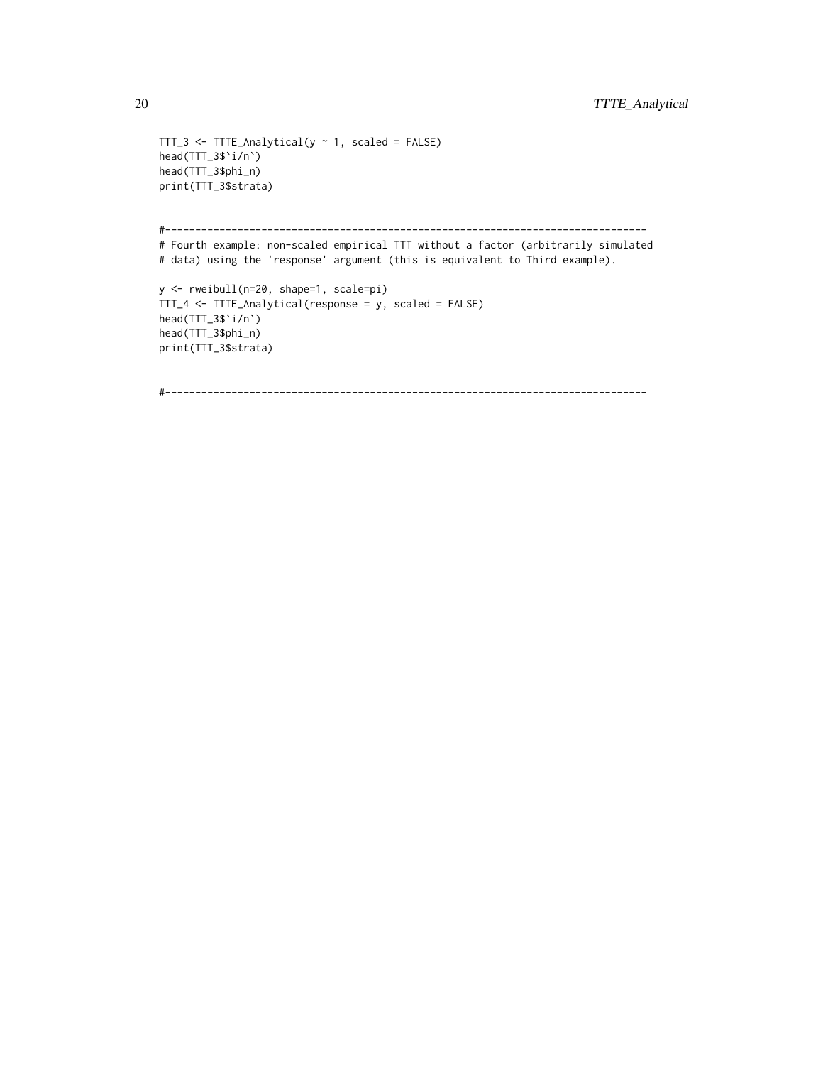```
TTT_3 <- TTTE_Analytical(y ~ 1, scaled = FALSE)
head(TTT_3$`i/n`)
head(TTT_3$phi_n)
print(TTT_3$strata)


#------------------------------------------------------------------------------
# Fourth example: non-scaled empirical TTT without a factor (arbitrarily simulated
# data) using the 'response' argument (this is equivalent to Third example).

y <- rweibull(n=20, shape=1, scale=pi)
TTT_4 <- TTTE_Analytical(response = y, scaled = FALSE)
head(TTT_3$`i/n`)
head(TTT_3$phi_n)
print(TTT_3$strata)


#------------------------------------------------------------------------------
```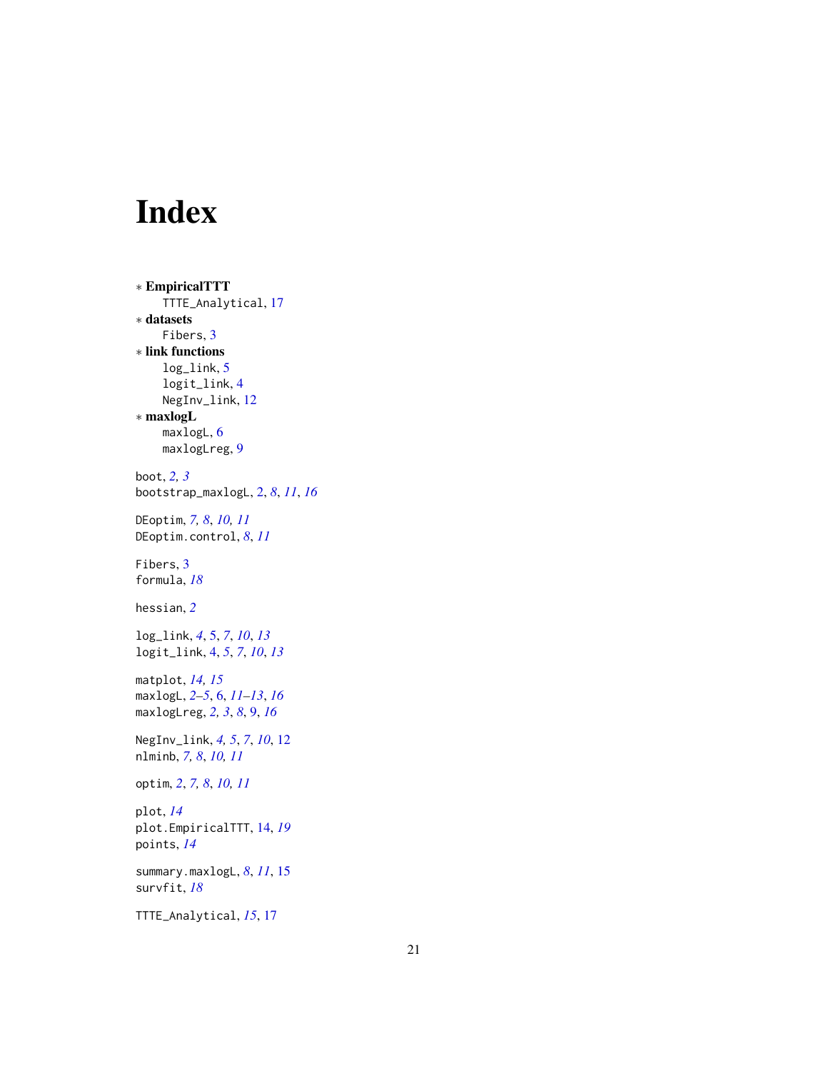# Index

∗ **EmpiricalTTT**
    TTTE_Analytical, 17
∗ **datasets**
    Fibers, 3
∗ **link functions**
    log_link, 5
    logit_link, 4
    NegInv_link, 12
∗ **maxlogL**
    maxlogL, 6
    maxlogLreg, 9

boot, *2, 3*
bootstrap_maxlogL, 2, *8*, *11*, *16*

DEoptim, *7, 8*, *10, 11*
DEoptim.control, *8*, *11*

Fibers, 3
formula, *18*

hessian, *2*

log_link, *4*, 5, *7*, *10*, *13*
logit_link, 4, *5*, *7*, *10*, *13*

matplot, *14, 15*
maxlogL, *2–5*, 6, *11–13*, *16*
maxlogLreg, *2, 3*, *8*, 9, *16*

NegInv_link, *4, 5*, *7*, *10*, 12
nlminb, *7, 8*, *10, 11*

optim, *2*, *7, 8*, *10, 11*

plot, *14*
plot.EmpiricalTTT, 14, *19*
points, *14*

summary.maxlogL, *8*, *11*, 15
survfit, *18*

TTTE_Analytical, *15*, 17